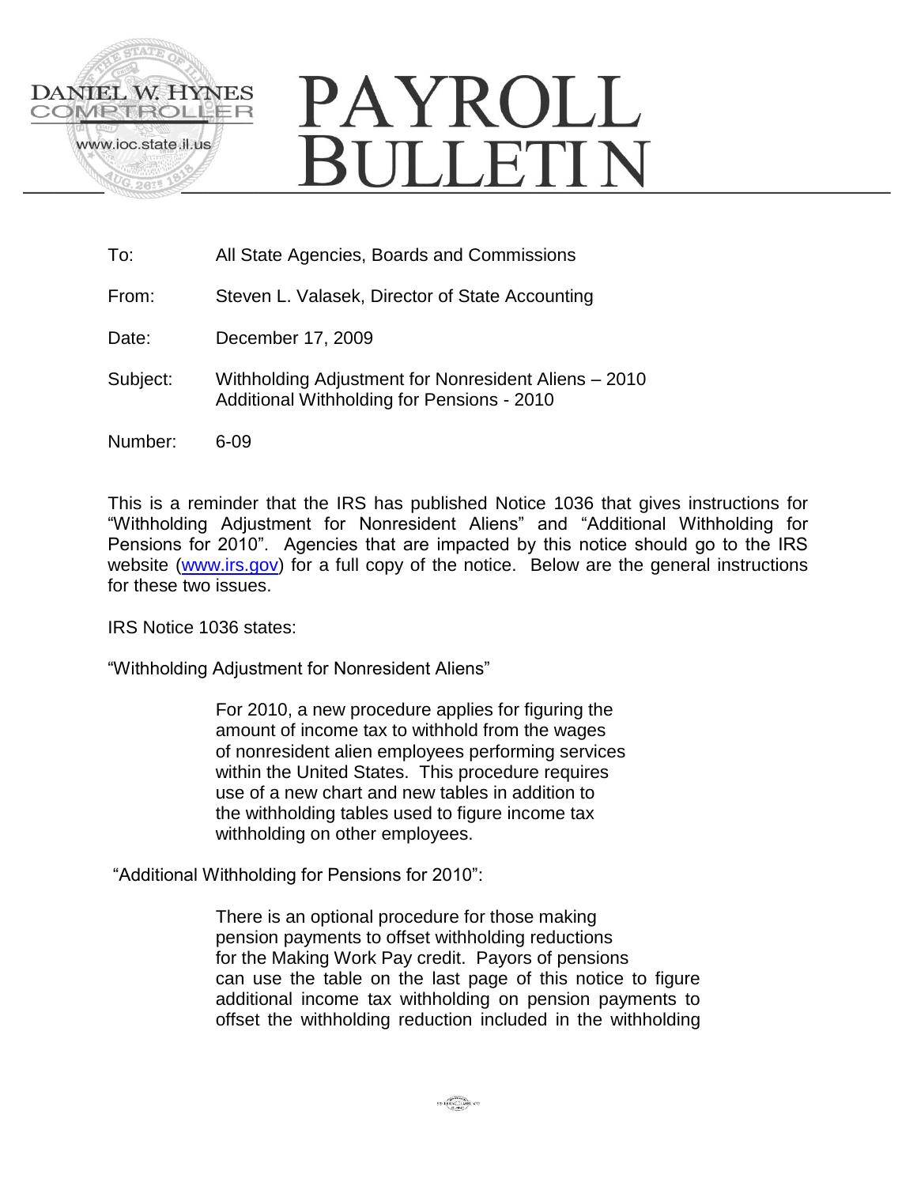DANIEL W. HYNES
COMPTROLLER
www.ioc.state.il.us

# PAYROLL BULLETIN

To: All State Agencies, Boards and Commissions

From: Steven L. Valasek, Director of State Accounting

Date: December 17, 2009

Subject: Withholding Adjustment for Nonresident Aliens – 2010
Additional Withholding for Pensions - 2010

Number: 6-09

This is a reminder that the IRS has published Notice 1036 that gives instructions for "Withholding Adjustment for Nonresident Aliens" and "Additional Withholding for Pensions for 2010". Agencies that are impacted by this notice should go to the IRS website (www.irs.gov) for a full copy of the notice. Below are the general instructions for these two issues.

IRS Notice 1036 states:

"Withholding Adjustment for Nonresident Aliens"

> For 2010, a new procedure applies for figuring the amount of income tax to withhold from the wages of nonresident alien employees performing services within the United States. This procedure requires use of a new chart and new tables in addition to the withholding tables used to figure income tax withholding on other employees.

"Additional Withholding for Pensions for 2010":

> There is an optional procedure for those making pension payments to offset withholding reductions for the Making Work Pay credit. Payors of pensions can use the table on the last page of this notice to figure additional income tax withholding on pension payments to offset the withholding reduction included in the withholding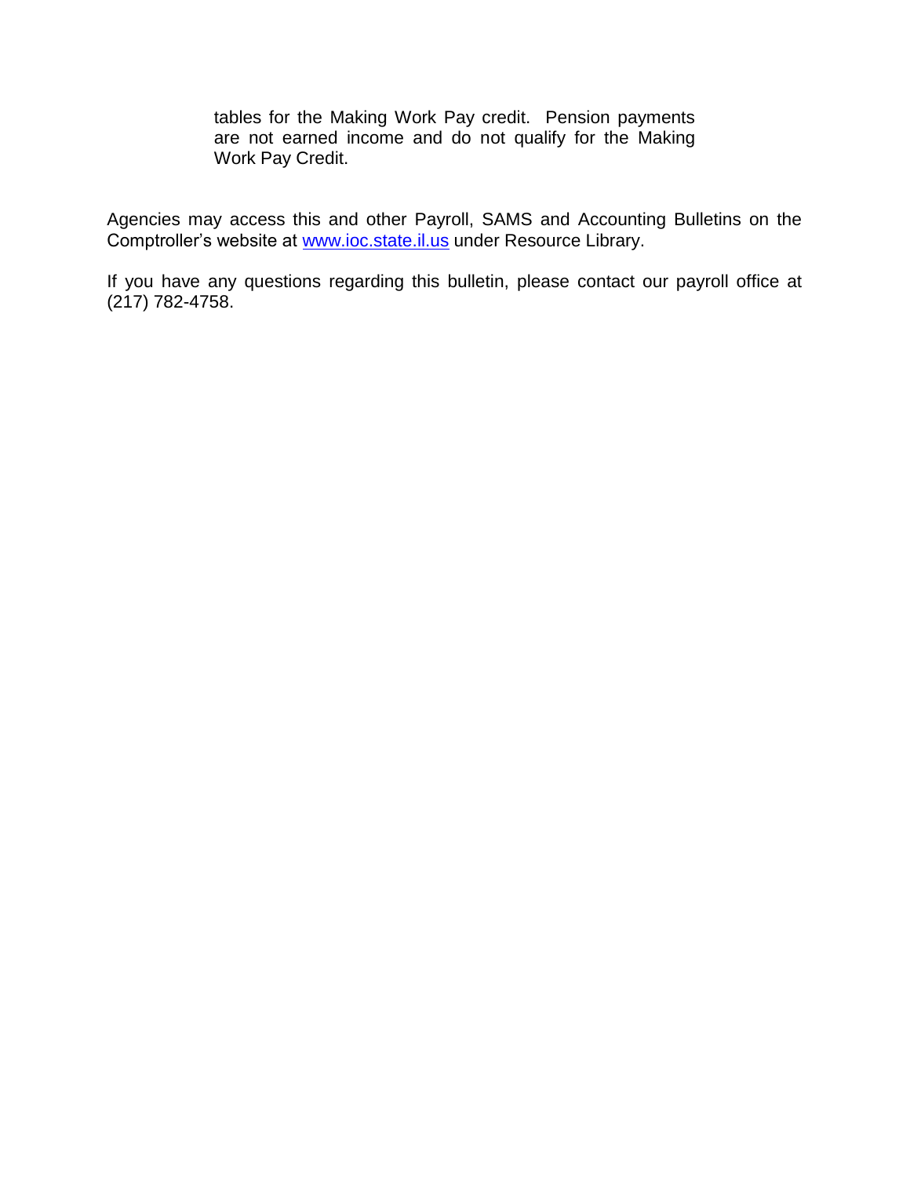tables for the Making Work Pay credit. Pension payments are not earned income and do not qualify for the Making Work Pay Credit.

Agencies may access this and other Payroll, SAMS and Accounting Bulletins on the Comptroller's website at [www.ioc.state.il.us](http://www.ioc.state.il.us) under Resource Library.

If you have any questions regarding this bulletin, please contact our payroll office at (217) 782-4758.